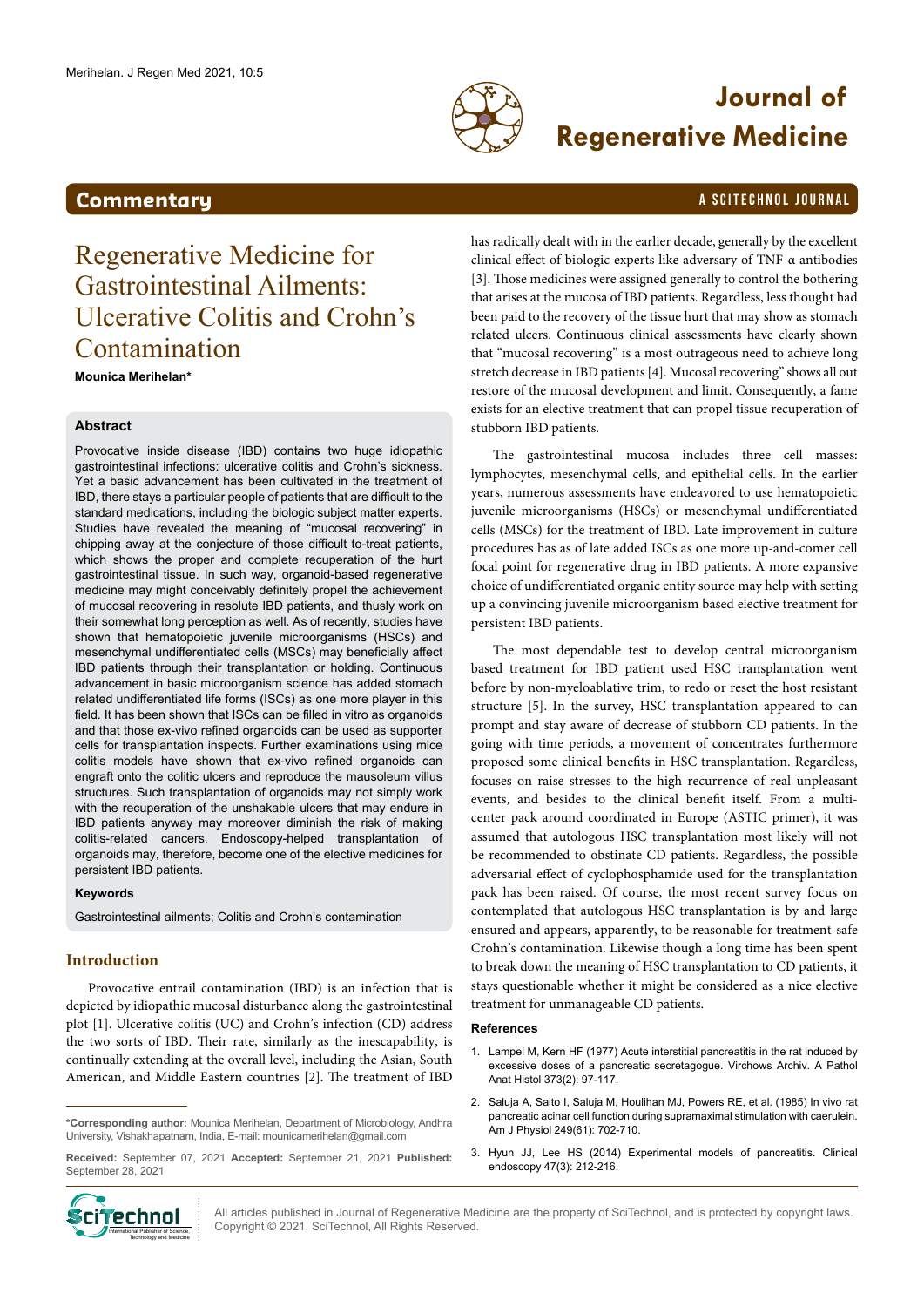# Journal of Regenerative Medicine

## Commentary

A SCITECHNOL JOURNAL

# Regenerative Medicine for Gastrointestinal Ailments: Ulcerative Colitis and Crohn's Contamination

**Mounica Merihelan***

### Abstract

Provocative inside disease (IBD) contains two huge idiopathic gastrointestinal infections: ulcerative colitis and Crohn's sickness. Yet a basic advancement has been cultivated in the treatment of IBD, there stays a particular people of patients that are difficult to the standard medications, including the biologic subject matter experts. Studies have revealed the meaning of "mucosal recovering" in chipping away at the conjecture of those difficult to-treat patients, which shows the proper and complete recuperation of the hurt gastrointestinal tissue. In such way, organoid-based regenerative medicine may might conceivably definitely propel the achievement of mucosal recovering in resolute IBD patients, and thusly work on their somewhat long perception as well. As of recently, studies have shown that hematopoietic juvenile microorganisms (HSCs) and mesenchymal undifferentiated cells (MSCs) may beneficially affect IBD patients through their transplantation or holding. Continuous advancement in basic microorganism science has added stomach related undifferentiated life forms (ISCs) as one more player in this field. It has been shown that ISCs can be filled in vitro as organoids and that those ex-vivo refined organoids can be used as supporter cells for transplantation inspects. Further examinations using mice colitis models have shown that ex-vivo refined organoids can engraft onto the colitic ulcers and reproduce the mausoleum villus structures. Such transplantation of organoids may not simply work with the recuperation of the unshakable ulcers that may endure in IBD patients anyway may moreover diminish the risk of making colitis-related cancers. Endoscopy-helped transplantation of organoids may, therefore, become one of the elective medicines for persistent IBD patients.

### Keywords

Gastrointestinal ailments; Colitis and Crohn's contamination

## Introduction

Provocative entrail contamination (IBD) is an infection that is depicted by idiopathic mucosal disturbance along the gastrointestinal plot [1]. Ulcerative colitis (UC) and Crohn's infection (CD) address the two sorts of IBD. Their rate, similarly as the inescapability, is continually extending at the overall level, including the Asian, South American, and Middle Eastern countries [2]. The treatment of IBD has radically dealt with in the earlier decade, generally by the excellent clinical effect of biologic experts like adversary of TNF-α antibodies [3]. Those medicines were assigned generally to control the bothering that arises at the mucosa of IBD patients. Regardless, less thought had been paid to the recovery of the tissue hurt that may show as stomach related ulcers. Continuous clinical assessments have clearly shown that "mucosal recovering" is a most outrageous need to achieve long stretch decrease in IBD patients [4]. Mucosal recovering" shows all out restore of the mucosal development and limit. Consequently, a fame exists for an elective treatment that can propel tissue recuperation of stubborn IBD patients.

The gastrointestinal mucosa includes three cell masses: lymphocytes, mesenchymal cells, and epithelial cells. In the earlier years, numerous assessments have endeavored to use hematopoietic juvenile microorganisms (HSCs) or mesenchymal undifferentiated cells (MSCs) for the treatment of IBD. Late improvement in culture procedures has as of late added ISCs as one more up-and-comer cell focal point for regenerative drug in IBD patients. A more expansive choice of undifferentiated organic entity source may help with setting up a convincing juvenile microorganism based elective treatment for persistent IBD patients.

The most dependable test to develop central microorganism based treatment for IBD patient used HSC transplantation went before by non-myeloablative trim, to redo or reset the host resistant structure [5]. In the survey, HSC transplantation appeared to can prompt and stay aware of decrease of stubborn CD patients. In the going with time periods, a movement of concentrates furthermore proposed some clinical benefits in HSC transplantation. Regardless, focuses on raise stresses to the high recurrence of real unpleasant events, and besides to the clinical benefit itself. From a multi-center pack around coordinated in Europe (ASTIC primer), it was assumed that autologous HSC transplantation most likely will not be recommended to obstinate CD patients. Regardless, the possible adversarial effect of cyclophosphamide used for the transplantation pack has been raised. Of course, the most recent survey focus on contemplated that autologous HSC transplantation is by and large ensured and appears, apparently, to be reasonable for treatment-safe Crohn's contamination. Likewise though a long time has been spent to break down the meaning of HSC transplantation to CD patients, it stays questionable whether it might be considered as a nice elective treatment for unmanageable CD patients.

### References

1. Lampel M, Kern HF (1977) Acute interstitial pancreatitis in the rat induced by excessive doses of a pancreatic secretagogue. Virchows Archiv. A Pathol Anat Histol 373(2): 97-117.
2. Saluja A, Saito I, Saluja M, Houlihan MJ, Powers RE, et al. (1985) In vivo rat pancreatic acinar cell function during supramaximal stimulation with caerulein. Am J Physiol 249(61): 702-710.
3. Hyun JJ, Lee HS (2014) Experimental models of pancreatitis. Clinical endoscopy 47(3): 212-216.

---

***Corresponding author:** Mounica Merihelan, Department of Microbiology, Andhra University, Vishakhapatnam, India, E-mail: mounicamerihelan@gmail.com

**Received:** September 07, 2021 **Accepted:** September 21, 2021 **Published:** September 28, 2021

All articles published in Journal of Regenerative Medicine are the property of SciTechnol, and is protected by copyright laws. Copyright © 2021, SciTechnol, All Rights Reserved.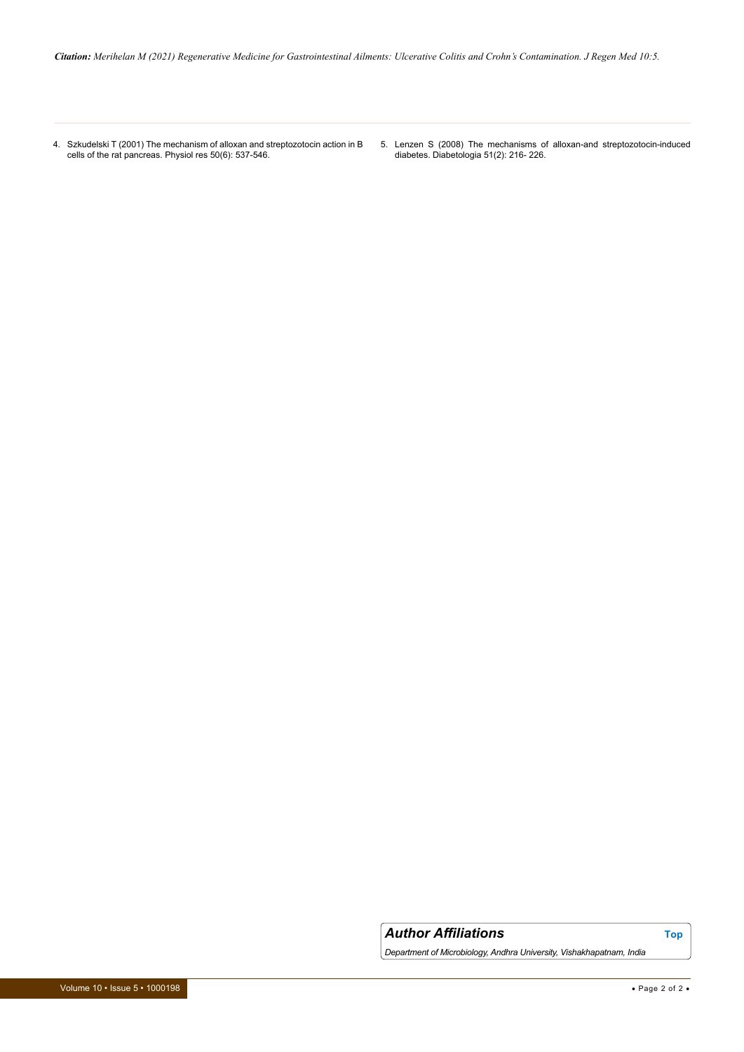4. Szkudelski T (2001) The mechanism of alloxan and streptozotocin action in B cells of the rat pancreas. Physiol res 50(6): 537-546.
5. Lenzen S (2008) The mechanisms of alloxan-and streptozotocin-induced diabetes. Diabetologia 51(2): 216- 226.

## *Author Affiliations*

*Department of Microbiology, Andhra University, Vishakhapatnam, India*